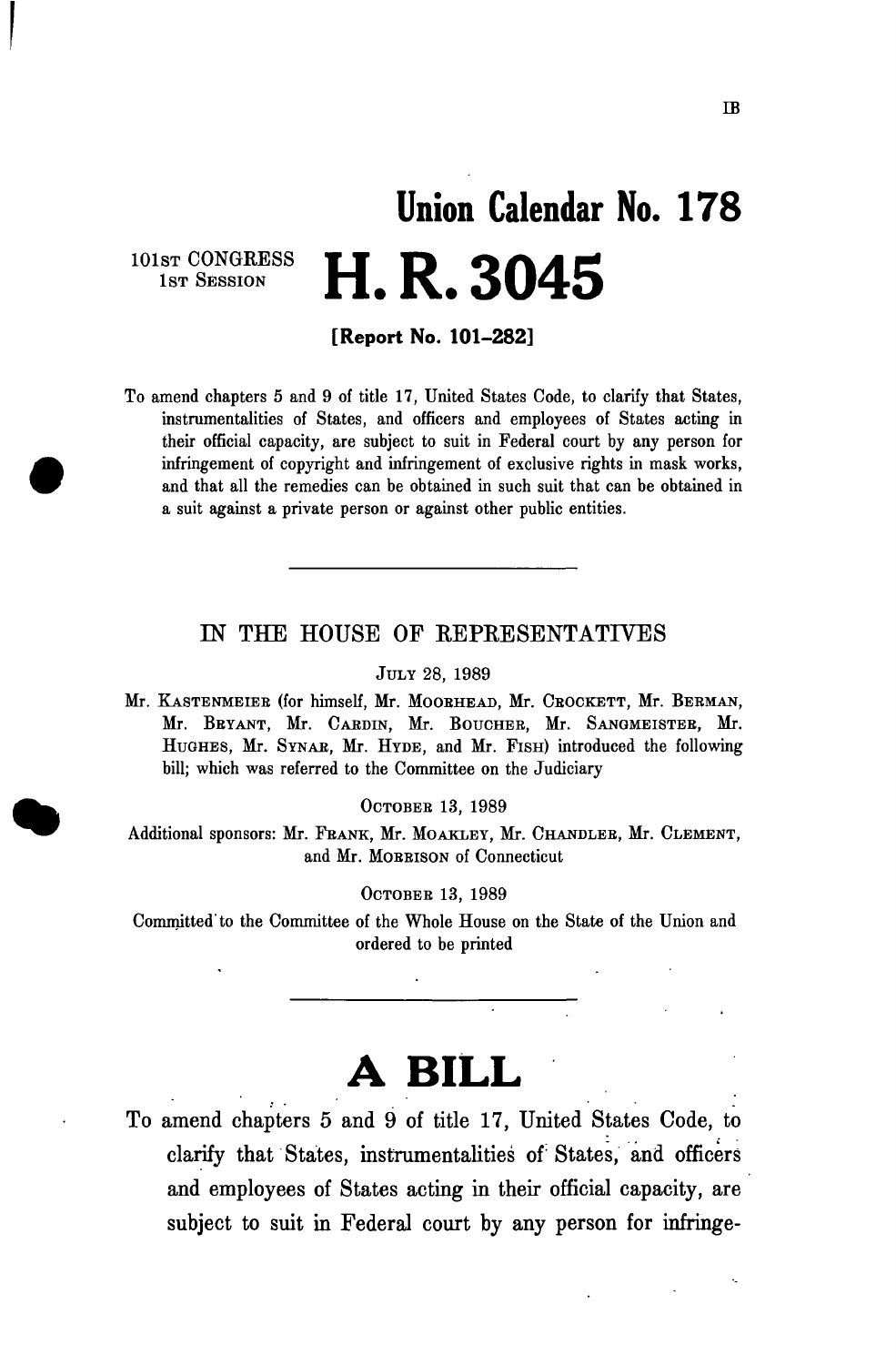IB

# Union Calendar No. 178

101ST CONGRESS
1ST SESSION

# H. R. 3045

**[Report No. 101-282]**

To amend chapters 5 and 9 of title 17, United States Code, to clarify that States, instrumentalities of States, and officers and employees of States acting in their official capacity, are subject to suit in Federal court by any person for infringement of copyright and infringement of exclusive rights in mask works, and that all the remedies can be obtained in such suit that can be obtained in a suit against a private person or against other public entities.

---

IN THE HOUSE OF REPRESENTATIVES

JULY 28, 1989

Mr. KASTENMEIER (for himself, Mr. MOORHEAD, Mr. CROCKETT, Mr. BERMAN, Mr. BRYANT, Mr. CARDIN, Mr. BOUCHER, Mr. SANGMEISTER, Mr. HUGHES, Mr. SYNAR, Mr. HYDE, and Mr. FISH) introduced the following bill; which was referred to the Committee on the Judiciary

OCTOBER 13, 1989

Additional sponsors: Mr. FRANK, Mr. MOAKLEY, Mr. CHANDLER, Mr. CLEMENT, and Mr. MORRISON of Connecticut

OCTOBER 13, 1989

Committed to the Committee of the Whole House on the State of the Union and ordered to be printed

---

# A BILL

To amend chapters 5 and 9 of title 17, United States Code, to clarify that States, instrumentalities of States, and officers and employees of States acting in their official capacity, are subject to suit in Federal court by any person for infringe-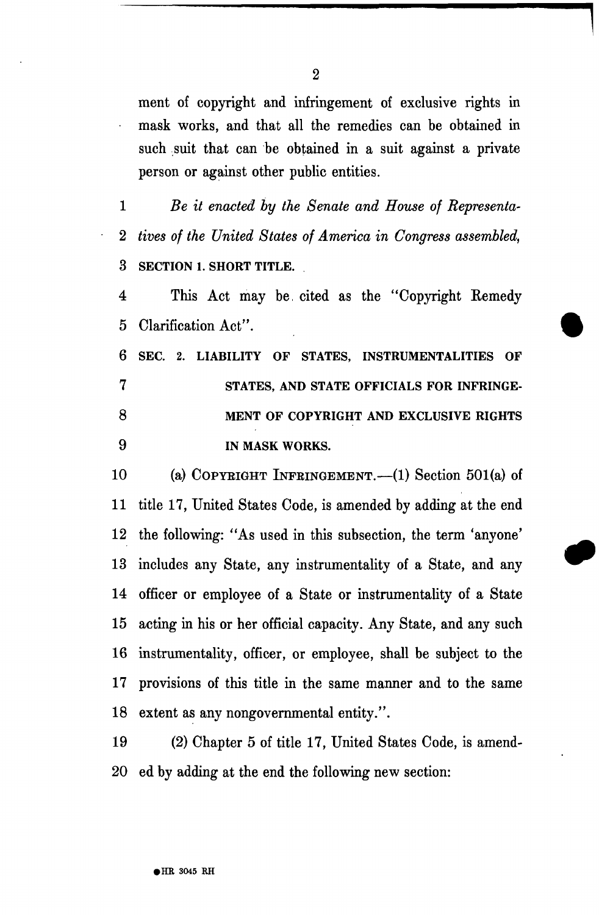ment of copyright and infringement of exclusive rights in mask works, and that all the remedies can be obtained in such suit that can be obtained in a suit against a private person or against other public entities.

1 *Be it enacted by the Senate and House of Representa-*
2 *tives of the United States of America in Congress assembled,*
3 **SECTION 1. SHORT TITLE.**

4 This Act may be cited as the "Copyright Remedy
5 Clarification Act".

6 **SEC. 2. LIABILITY OF STATES, INSTRUMENTALITIES OF**
7 **STATES, AND STATE OFFICIALS FOR INFRINGE-**
8 **MENT OF COPYRIGHT AND EXCLUSIVE RIGHTS**
9 **IN MASK WORKS.**

10 (a) COPYRIGHT INFRINGEMENT.—(1) Section 501(a) of
11 title 17, United States Code, is amended by adding at the end
12 the following: "As used in this subsection, the term 'anyone'
13 includes any State, any instrumentality of a State, and any
14 officer or employee of a State or instrumentality of a State
15 acting in his or her official capacity. Any State, and any such
16 instrumentality, officer, or employee, shall be subject to the
17 provisions of this title in the same manner and to the same
18 extent as any nongovernmental entity.".

19 (2) Chapter 5 of title 17, United States Code, is amend-
20 ed by adding at the end the following new section: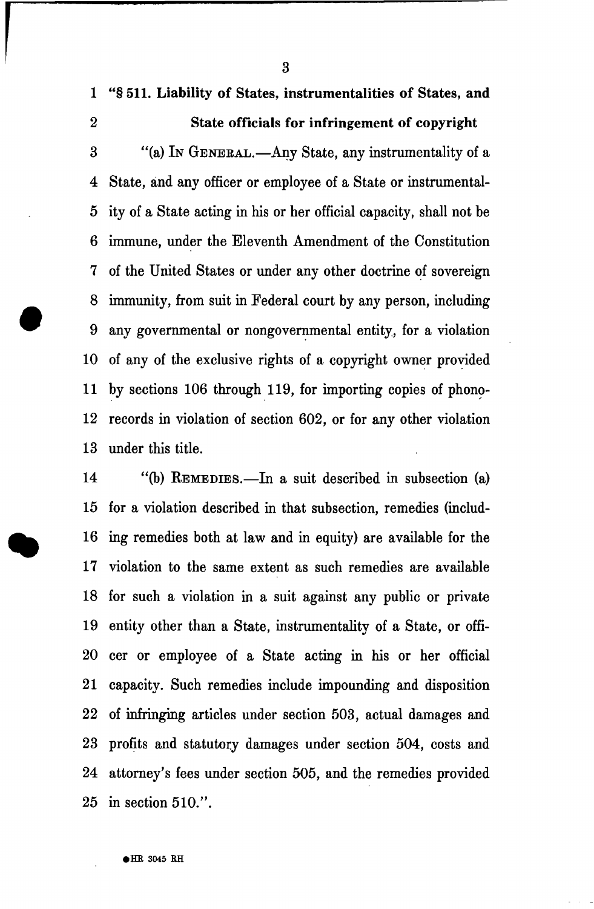**"§ 511. Liability of States, instrumentalities of States, and State officials for infringement of copyright**

"(a) IN GENERAL.—Any State, any instrumentality of a State, and any officer or employee of a State or instrumentality of a State acting in his or her official capacity, shall not be immune, under the Eleventh Amendment of the Constitution of the United States or under any other doctrine of sovereign immunity, from suit in Federal court by any person, including any governmental or nongovernmental entity, for a violation of any of the exclusive rights of a copyright owner provided by sections 106 through 119, for importing copies of phonorecords in violation of section 602, or for any other violation under this title.

"(b) REMEDIES.—In a suit described in subsection (a) for a violation described in that subsection, remedies (including remedies both at law and in equity) are available for the violation to the same extent as such remedies are available for such a violation in a suit against any public or private entity other than a State, instrumentality of a State, or officer or employee of a State acting in his or her official capacity. Such remedies include impounding and disposition of infringing articles under section 503, actual damages and profits and statutory damages under section 504, costs and attorney's fees under section 505, and the remedies provided in section 510.".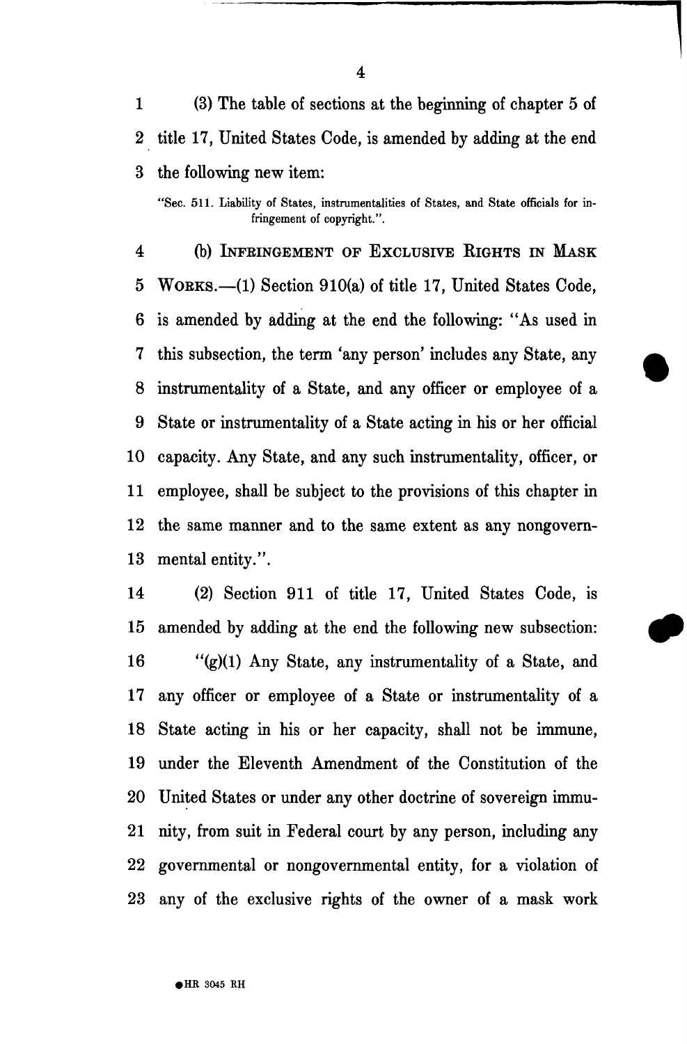(3) The table of sections at the beginning of chapter 5 of title 17, United States Code, is amended by adding at the end the following new item:

"Sec. 511. Liability of States, instrumentalities of States, and State officials for infringement of copyright.".

(b) INFRINGEMENT OF EXCLUSIVE RIGHTS IN MASK WORKS.—(1) Section 910(a) of title 17, United States Code, is amended by adding at the end the following: "As used in this subsection, the term 'any person' includes any State, any instrumentality of a State, and any officer or employee of a State or instrumentality of a State acting in his or her official capacity. Any State, and any such instrumentality, officer, or employee, shall be subject to the provisions of this chapter in the same manner and to the same extent as any nongovernmental entity.".

(2) Section 911 of title 17, United States Code, is amended by adding at the end the following new subsection:

"(g)(1) Any State, any instrumentality of a State, and any officer or employee of a State or instrumentality of a State acting in his or her capacity, shall not be immune, under the Eleventh Amendment of the Constitution of the United States or under any other doctrine of sovereign immunity, from suit in Federal court by any person, including any governmental or nongovernmental entity, for a violation of any of the exclusive rights of the owner of a mask work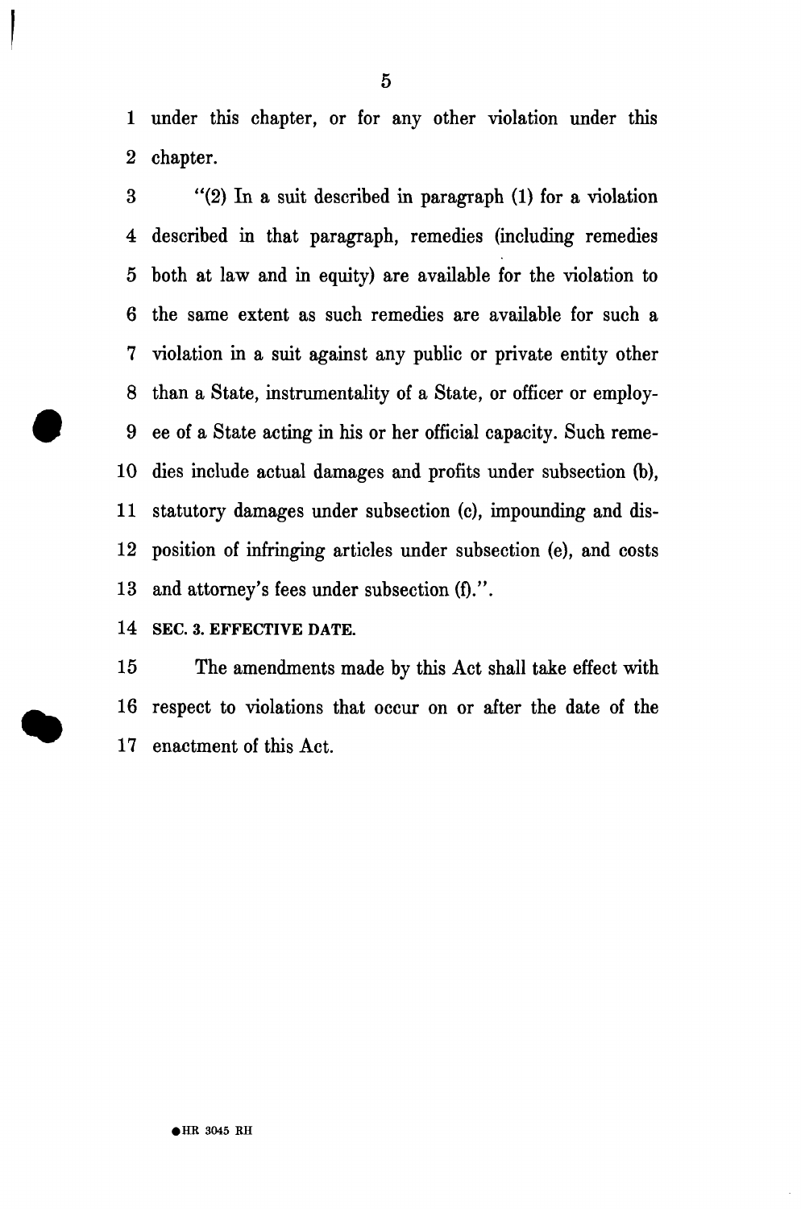under this chapter, or for any other violation under this chapter.

"(2) In a suit described in paragraph (1) for a violation described in that paragraph, remedies (including remedies both at law and in equity) are available for the violation to the same extent as such remedies are available for such a violation in a suit against any public or private entity other than a State, instrumentality of a State, or officer or employee of a State acting in his or her official capacity. Such remedies include actual damages and profits under subsection (b), statutory damages under subsection (c), impounding and disposition of infringing articles under subsection (e), and costs and attorney's fees under subsection (f).".

**SEC. 3. EFFECTIVE DATE.**

The amendments made by this Act shall take effect with respect to violations that occur on or after the date of the enactment of this Act.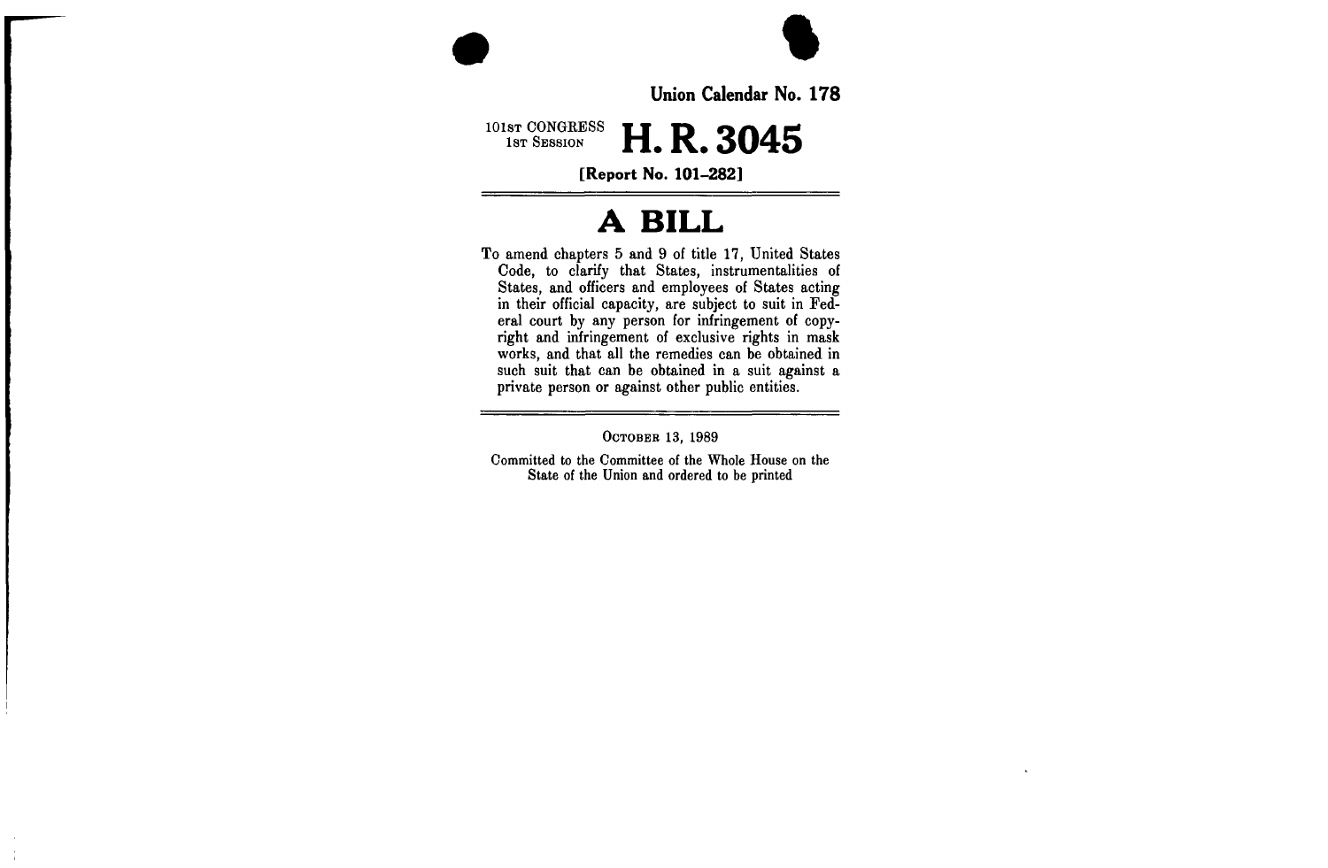**Union Calendar No. 178**

101ST CONGRESS
1ST SESSION

# H. R. 3045

**[Report No. 101-282]**

# A BILL

To amend chapters 5 and 9 of title 17, United States Code, to clarify that States, instrumentalities of States, and officers and employees of States acting in their official capacity, are subject to suit in Federal court by any person for infringement of copyright and infringement of exclusive rights in mask works, and that all the remedies can be obtained in such suit that can be obtained in a suit against a private person or against other public entities.

OCTOBER 13, 1989

Committed to the Committee of the Whole House on the State of the Union and ordered to be printed